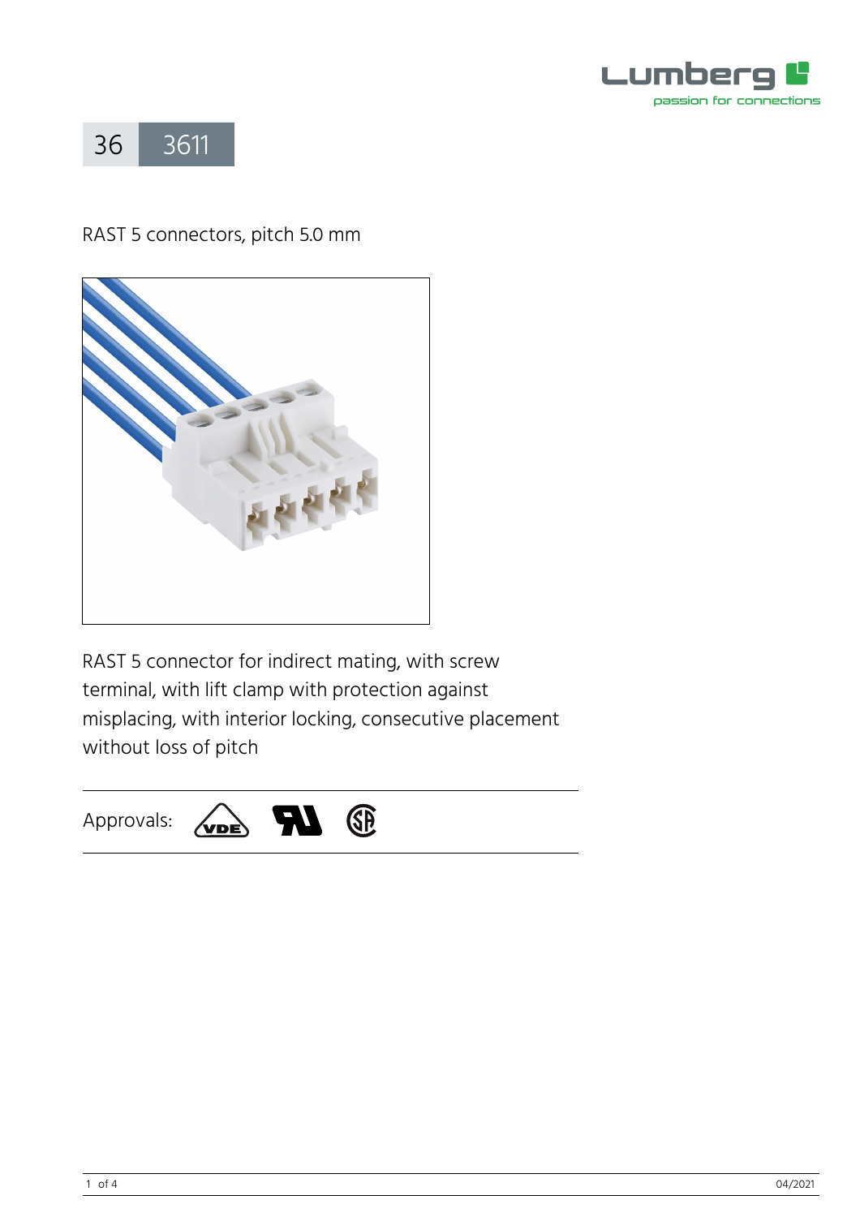# 36 3611

RAST 5 connectors, pitch 5.0 mm

RAST 5 connector for indirect mating, with screw terminal, with lift clamp with protection against misplacing, with interior locking, consecutive placement without loss of pitch

Approvals: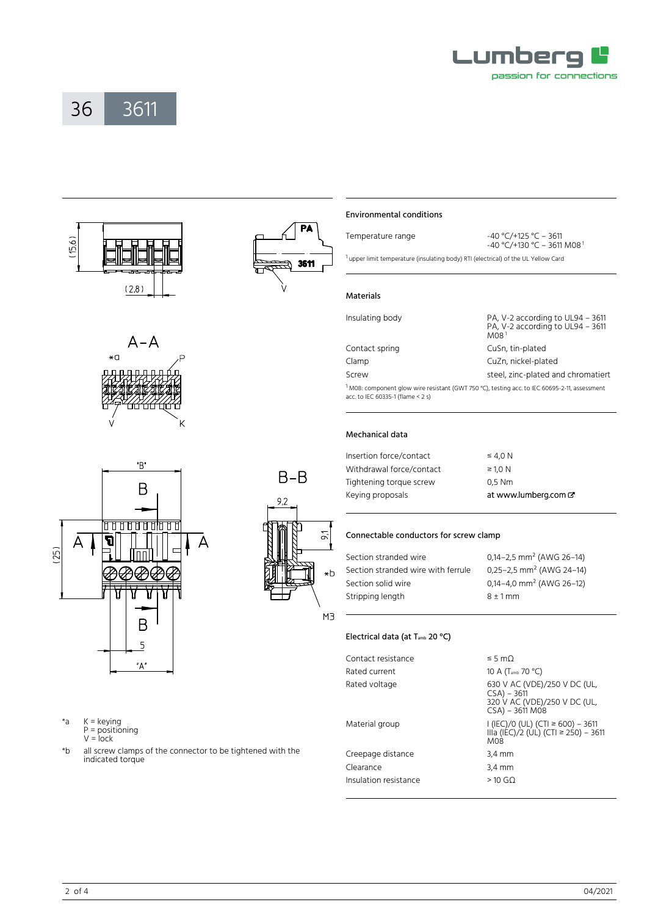# 36 3611

*a K = keying
P = positioning
V = lock

*b all screw clamps of the connector to be tightened with the indicated torque

## Environmental conditions

| | |
|---|---|
| Temperature range | -40 °C/+125 °C – 3611<br>-40 °C/+130 °C – 3611 M08[1] |

[1] upper limit temperature (insulating body) RTI (electrical) of the UL Yellow Card

## Materials

| | |
|---|---|
| Insulating body | PA, V-2 according to UL94 – 3611<br>PA, V-2 according to UL94 – 3611 M08[1] |
| Contact spring | CuSn, tin-plated |
| Clamp | CuZn, nickel-plated |
| Screw | steel, zinc-plated and chromatiert |

[1] M08: component glow wire resistant (GWT 750 °C), testing acc. to IEC 60695-2-11, assessment acc. to IEC 60335-1 (flame < 2 s)

## Mechanical data

| | |
|---|---|
| Insertion force/contact | ≤ 4,0 N |
| Withdrawal force/contact | ≥ 1,0 N |
| Tightening torque screw | 0,5 Nm |
| Keying proposals | at www.lumberg.com |

## Connectable conductors for screw clamp

| | |
|---|---|
| Section stranded wire | 0,14–2,5 mm² (AWG 26–14) |
| Section stranded wire with ferrule | 0,25–2,5 mm² (AWG 24–14) |
| Section solid wire | 0,14–4,0 mm² (AWG 26–12) |
| Stripping length | 8 ± 1 mm |

## Electrical data (at $T_{amb}$ 20 °C)

| | |
|---|---|
| Contact resistance | ≤ 5 mΩ |
| Rated current | 10 A ($T_{amb}$ 70 °C) |
| Rated voltage | 630 V AC (VDE)/250 V DC (UL, CSA) – 3611<br>320 V AC (VDE)/250 V DC (UL, CSA) – 3611 M08 |
| Material group | I (IEC)/0 (UL) (CTI ≥ 600) – 3611<br>IIIa (IEC)/2 (UL) (CTI ≥ 250) – 3611 M08 |
| Creepage distance | 3,4 mm |
| Clearance | 3,4 mm |
| Insulation resistance | > 10 GΩ |

04/2021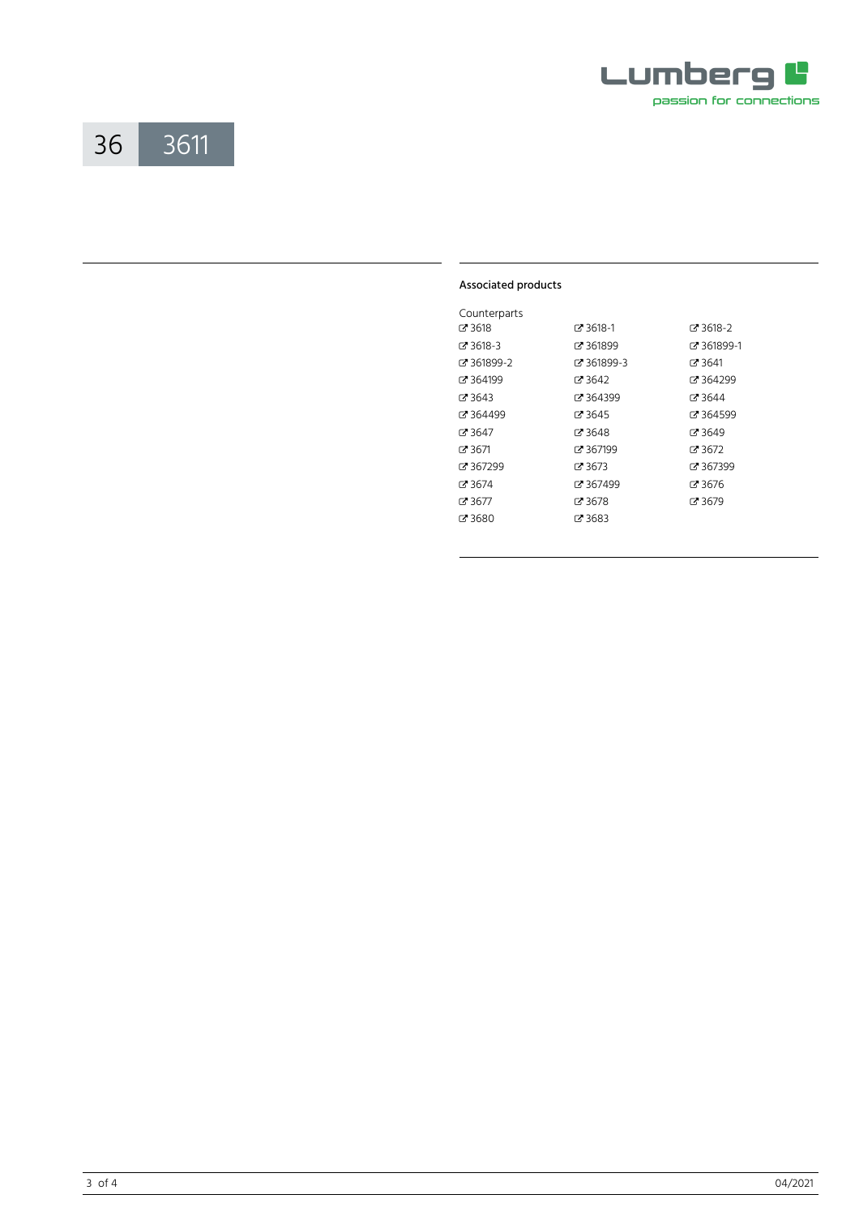# 36 3611

## Associated products

Counterparts

| | | |
|---|---|---|
| 3618 | 3618-1 | 3618-2 |
| 3618-3 | 361899 | 361899-1 |
| 361899-2 | 361899-3 | 3641 |
| 364199 | 3642 | 364299 |
| 3643 | 364399 | 3644 |
| 364499 | 3645 | 364599 |
| 3647 | 3648 | 3649 |
| 3671 | 367199 | 3672 |
| 367299 | 3673 | 367399 |
| 3674 | 367499 | 3676 |
| 3677 | 3678 | 3679 |
| 3680 | 3683 | |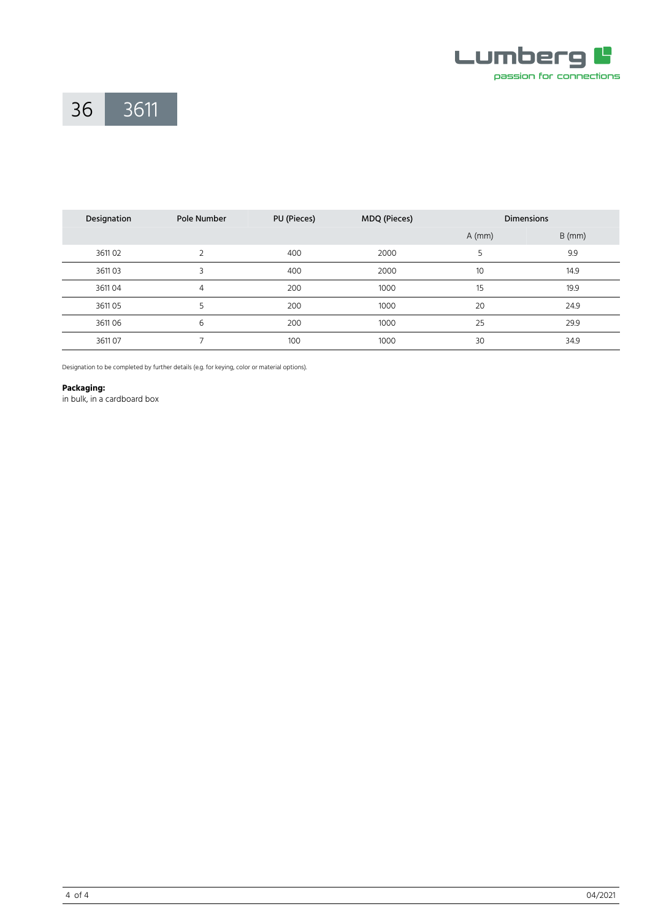# 36 3611

| Designation | Pole Number | PU (Pieces) | MDQ (Pieces) | Dimensions | |
|---|---|---|---|---|---|
| | | | | A (mm) | B (mm) |
| 3611 02 | 2 | 400 | 2000 | 5 | 9.9 |
| 3611 03 | 3 | 400 | 2000 | 10 | 14.9 |
| 3611 04 | 4 | 200 | 1000 | 15 | 19.9 |
| 3611 05 | 5 | 200 | 1000 | 20 | 24.9 |
| 3611 06 | 6 | 200 | 1000 | 25 | 29.9 |
| 3611 07 | 7 | 100 | 1000 | 30 | 34.9 |

Designation to be completed by further details (e.g. for keying, color or material options).

**Packaging:**
in bulk, in a cardboard box